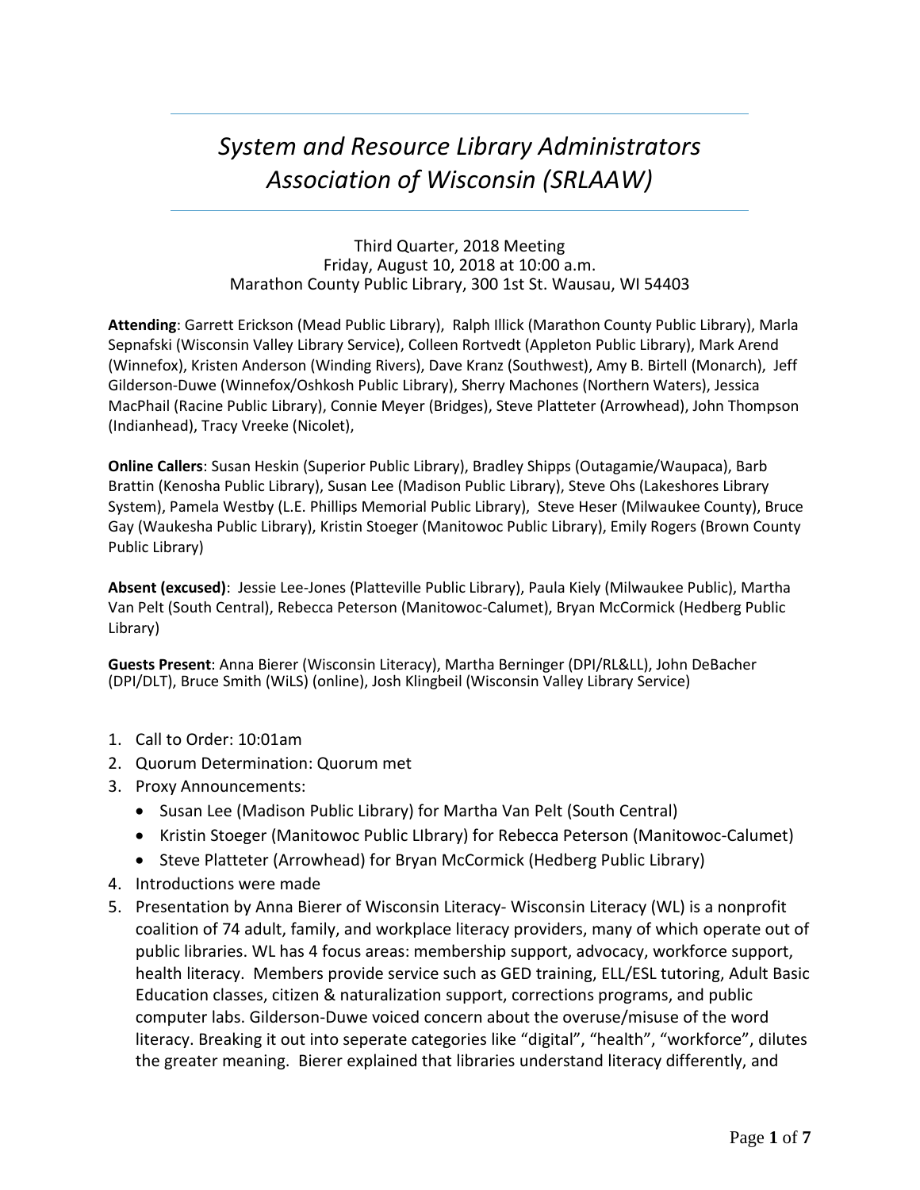# *System and Resource Library Administrators Association of Wisconsin (SRLAAW)*

Third Quarter, 2018 Meeting
Friday, August 10, 2018 at 10:00 a.m.
Marathon County Public Library, 300 1st St. Wausau, WI 54403

**Attending**: Garrett Erickson (Mead Public Library), Ralph Illick (Marathon County Public Library), Marla Sepnafski (Wisconsin Valley Library Service), Colleen Rortvedt (Appleton Public Library), Mark Arend (Winnefox), Kristen Anderson (Winding Rivers), Dave Kranz (Southwest), Amy B. Birtell (Monarch), Jeff Gilderson-Duwe (Winnefox/Oshkosh Public Library), Sherry Machones (Northern Waters), Jessica MacPhail (Racine Public Library), Connie Meyer (Bridges), Steve Platteter (Arrowhead), John Thompson (Indianhead), Tracy Vreeke (Nicolet),

**Online Callers**: Susan Heskin (Superior Public Library), Bradley Shipps (Outagamie/Waupaca), Barb Brattin (Kenosha Public Library), Susan Lee (Madison Public Library), Steve Ohs (Lakeshores Library System), Pamela Westby (L.E. Phillips Memorial Public Library), Steve Heser (Milwaukee County), Bruce Gay (Waukesha Public Library), Kristin Stoeger (Manitowoc Public Library), Emily Rogers (Brown County Public Library)

**Absent (excused)**: Jessie Lee-Jones (Platteville Public Library), Paula Kiely (Milwaukee Public), Martha Van Pelt (South Central), Rebecca Peterson (Manitowoc-Calumet), Bryan McCormick (Hedberg Public Library)

**Guests Present**: Anna Bierer (Wisconsin Literacy), Martha Berninger (DPI/RL&LL), John DeBacher (DPI/DLT), Bruce Smith (WiLS) (online), Josh Klingbeil (Wisconsin Valley Library Service)

1. Call to Order: 10:01am
2. Quorum Determination: Quorum met
3. Proxy Announcements:
   - Susan Lee (Madison Public Library) for Martha Van Pelt (South Central)
   - Kristin Stoeger (Manitowoc Public LIbrary) for Rebecca Peterson (Manitowoc-Calumet)
   - Steve Platteter (Arrowhead) for Bryan McCormick (Hedberg Public Library)
4. Introductions were made
5. Presentation by Anna Bierer of Wisconsin Literacy- Wisconsin Literacy (WL) is a nonprofit coalition of 74 adult, family, and workplace literacy providers, many of which operate out of public libraries. WL has 4 focus areas: membership support, advocacy, workforce support, health literacy. Members provide service such as GED training, ELL/ESL tutoring, Adult Basic Education classes, citizen & naturalization support, corrections programs, and public computer labs. Gilderson-Duwe voiced concern about the overuse/misuse of the word literacy. Breaking it out into seperate categories like "digital", "health", "workforce", dilutes the greater meaning. Bierer explained that libraries understand literacy differently, and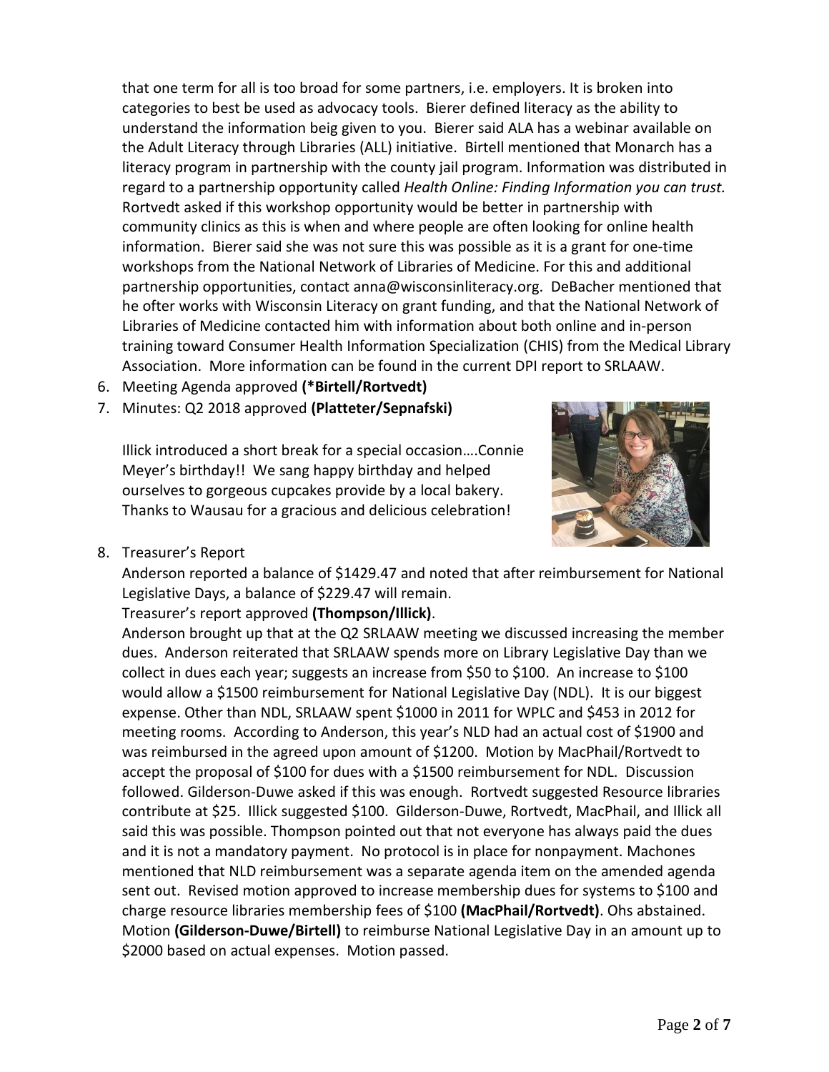that one term for all is too broad for some partners, i.e. employers. It is broken into categories to best be used as advocacy tools. Bierer defined literacy as the ability to understand the information beig given to you. Bierer said ALA has a webinar available on the Adult Literacy through Libraries (ALL) initiative. Birtell mentioned that Monarch has a literacy program in partnership with the county jail program. Information was distributed in regard to a partnership opportunity called *Health Online: Finding Information you can trust.* Rortvedt asked if this workshop opportunity would be better in partnership with community clinics as this is when and where people are often looking for online health information. Bierer said she was not sure this was possible as it is a grant for one-time workshops from the National Network of Libraries of Medicine. For this and additional partnership opportunities, contact anna@wisconsinliteracy.org. DeBacher mentioned that he ofter works with Wisconsin Literacy on grant funding, and that the National Network of Libraries of Medicine contacted him with information about both online and in-person training toward Consumer Health Information Specialization (CHIS) from the Medical Library Association. More information can be found in the current DPI report to SRLAAW.

6. Meeting Agenda approved **(*Birtell/Rortvedt)**
7. Minutes: Q2 2018 approved **(Platteter/Sepnafski)**

   Illick introduced a short break for a special occasion….Connie Meyer's birthday!! We sang happy birthday and helped ourselves to gorgeous cupcakes provide by a local bakery. Thanks to Wausau for a gracious and delicious celebration!

8. Treasurer's Report

   Anderson reported a balance of $1429.47 and noted that after reimbursement for National Legislative Days, a balance of $229.47 will remain.

   Treasurer's report approved **(Thompson/Illick)**.

   Anderson brought up that at the Q2 SRLAAW meeting we discussed increasing the member dues. Anderson reiterated that SRLAAW spends more on Library Legislative Day than we collect in dues each year; suggests an increase from $50 to $100. An increase to $100 would allow a $1500 reimbursement for National Legislative Day (NDL). It is our biggest expense. Other than NDL, SRLAAW spent $1000 in 2011 for WPLC and $453 in 2012 for meeting rooms. According to Anderson, this year's NLD had an actual cost of $1900 and was reimbursed in the agreed upon amount of $1200. Motion by MacPhail/Rortvedt to accept the proposal of $100 for dues with a $1500 reimbursement for NDL. Discussion followed. Gilderson-Duwe asked if this was enough. Rortvedt suggested Resource libraries contribute at $25. Illick suggested $100. Gilderson-Duwe, Rortvedt, MacPhail, and Illick all said this was possible. Thompson pointed out that not everyone has always paid the dues and it is not a mandatory payment. No protocol is in place for nonpayment. Machones mentioned that NLD reimbursement was a separate agenda item on the amended agenda sent out. Revised motion approved to increase membership dues for systems to $100 and charge resource libraries membership fees of $100 **(MacPhail/Rortvedt)**. Ohs abstained. Motion **(Gilderson-Duwe/Birtell)** to reimburse National Legislative Day in an amount up to $2000 based on actual expenses. Motion passed.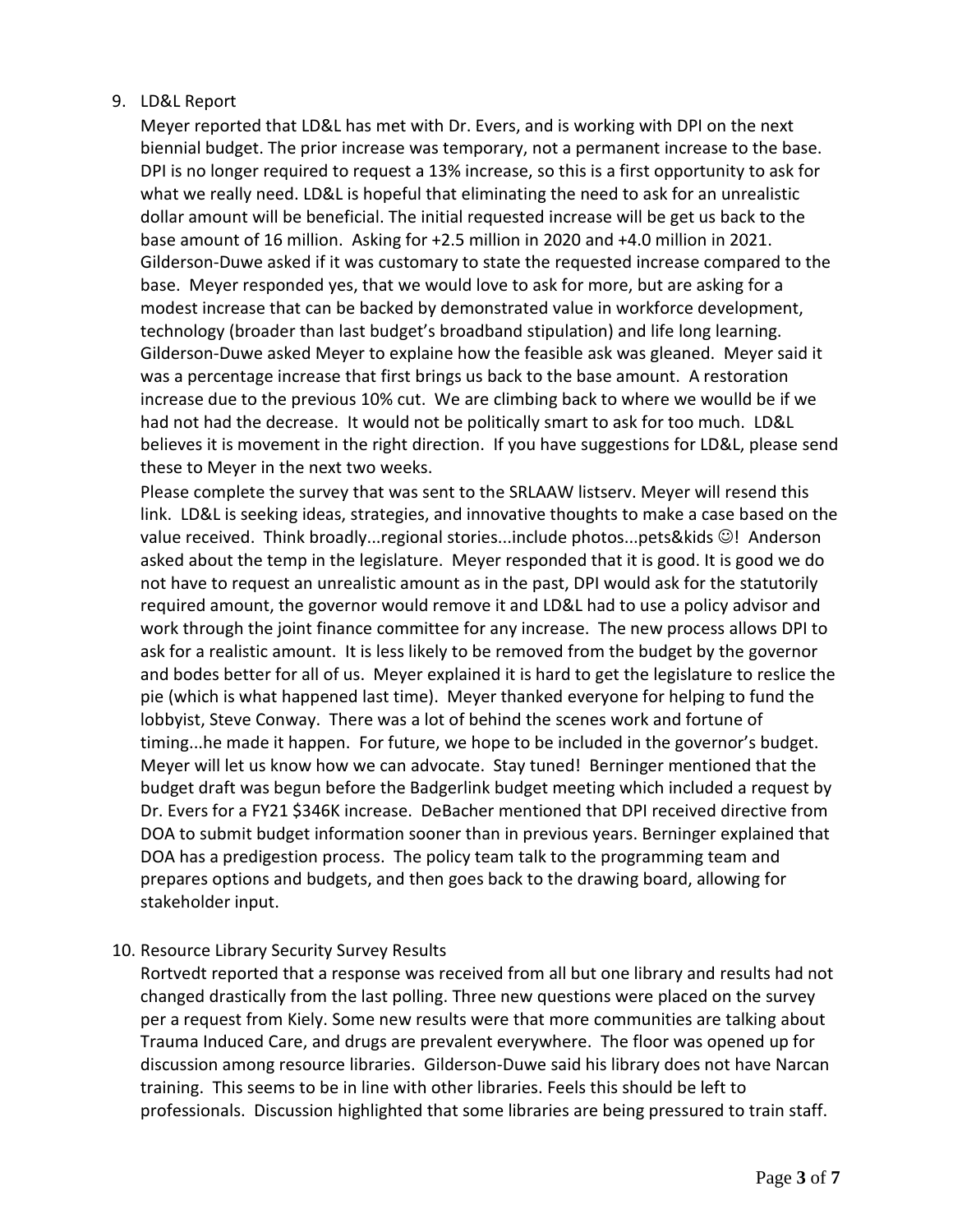9. LD&L Report

   Meyer reported that LD&L has met with Dr. Evers, and is working with DPI on the next biennial budget. The prior increase was temporary, not a permanent increase to the base. DPI is no longer required to request a 13% increase, so this is a first opportunity to ask for what we really need. LD&L is hopeful that eliminating the need to ask for an unrealistic dollar amount will be beneficial. The initial requested increase will be get us back to the base amount of 16 million. Asking for +2.5 million in 2020 and +4.0 million in 2021. Gilderson-Duwe asked if it was customary to state the requested increase compared to the base. Meyer responded yes, that we would love to ask for more, but are asking for a modest increase that can be backed by demonstrated value in workforce development, technology (broader than last budget's broadband stipulation) and life long learning. Gilderson-Duwe asked Meyer to explaine how the feasible ask was gleaned. Meyer said it was a percentage increase that first brings us back to the base amount. A restoration increase due to the previous 10% cut. We are climbing back to where we woulld be if we had not had the decrease. It would not be politically smart to ask for too much. LD&L believes it is movement in the right direction. If you have suggestions for LD&L, please send these to Meyer in the next two weeks.

   Please complete the survey that was sent to the SRLAAW listserv. Meyer will resend this link. LD&L is seeking ideas, strategies, and innovative thoughts to make a case based on the value received. Think broadly...regional stories...include photos...pets&kids ☺! Anderson asked about the temp in the legislature. Meyer responded that it is good. It is good we do not have to request an unrealistic amount as in the past, DPI would ask for the statutorily required amount, the governor would remove it and LD&L had to use a policy advisor and work through the joint finance committee for any increase. The new process allows DPI to ask for a realistic amount. It is less likely to be removed from the budget by the governor and bodes better for all of us. Meyer explained it is hard to get the legislature to reslice the pie (which is what happened last time). Meyer thanked everyone for helping to fund the lobbyist, Steve Conway. There was a lot of behind the scenes work and fortune of timing...he made it happen. For future, we hope to be included in the governor's budget. Meyer will let us know how we can advocate. Stay tuned! Berninger mentioned that the budget draft was begun before the Badgerlink budget meeting which included a request by Dr. Evers for a FY21 $346K increase. DeBacher mentioned that DPI received directive from DOA to submit budget information sooner than in previous years. Berninger explained that DOA has a predigestion process. The policy team talk to the programming team and prepares options and budgets, and then goes back to the drawing board, allowing for stakeholder input.

10. Resource Library Security Survey Results

    Rortvedt reported that a response was received from all but one library and results had not changed drastically from the last polling. Three new questions were placed on the survey per a request from Kiely. Some new results were that more communities are talking about Trauma Induced Care, and drugs are prevalent everywhere. The floor was opened up for discussion among resource libraries. Gilderson-Duwe said his library does not have Narcan training. This seems to be in line with other libraries. Feels this should be left to professionals. Discussion highlighted that some libraries are being pressured to train staff.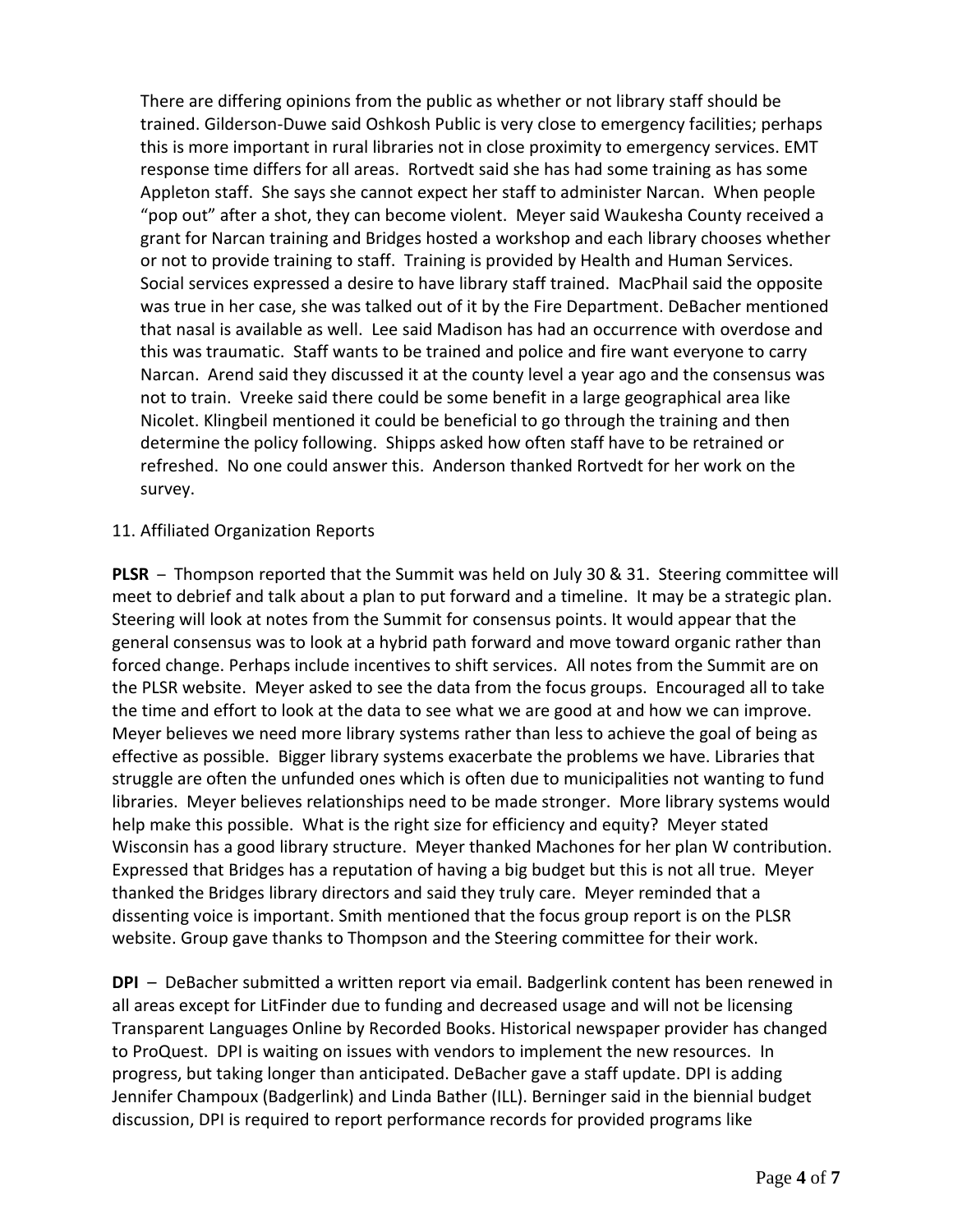There are differing opinions from the public as whether or not library staff should be trained. Gilderson-Duwe said Oshkosh Public is very close to emergency facilities; perhaps this is more important in rural libraries not in close proximity to emergency services. EMT response time differs for all areas. Rortvedt said she has had some training as has some Appleton staff. She says she cannot expect her staff to administer Narcan. When people "pop out" after a shot, they can become violent. Meyer said Waukesha County received a grant for Narcan training and Bridges hosted a workshop and each library chooses whether or not to provide training to staff. Training is provided by Health and Human Services. Social services expressed a desire to have library staff trained. MacPhail said the opposite was true in her case, she was talked out of it by the Fire Department. DeBacher mentioned that nasal is available as well. Lee said Madison has had an occurrence with overdose and this was traumatic. Staff wants to be trained and police and fire want everyone to carry Narcan. Arend said they discussed it at the county level a year ago and the consensus was not to train. Vreeke said there could be some benefit in a large geographical area like Nicolet. Klingbeil mentioned it could be beneficial to go through the training and then determine the policy following. Shipps asked how often staff have to be retrained or refreshed. No one could answer this. Anderson thanked Rortvedt for her work on the survey.

11. Affiliated Organization Reports

**PLSR** – Thompson reported that the Summit was held on July 30 & 31. Steering committee will meet to debrief and talk about a plan to put forward and a timeline. It may be a strategic plan. Steering will look at notes from the Summit for consensus points. It would appear that the general consensus was to look at a hybrid path forward and move toward organic rather than forced change. Perhaps include incentives to shift services. All notes from the Summit are on the PLSR website. Meyer asked to see the data from the focus groups. Encouraged all to take the time and effort to look at the data to see what we are good at and how we can improve. Meyer believes we need more library systems rather than less to achieve the goal of being as effective as possible. Bigger library systems exacerbate the problems we have. Libraries that struggle are often the unfunded ones which is often due to municipalities not wanting to fund libraries. Meyer believes relationships need to be made stronger. More library systems would help make this possible. What is the right size for efficiency and equity? Meyer stated Wisconsin has a good library structure. Meyer thanked Machones for her plan W contribution. Expressed that Bridges has a reputation of having a big budget but this is not all true. Meyer thanked the Bridges library directors and said they truly care. Meyer reminded that a dissenting voice is important. Smith mentioned that the focus group report is on the PLSR website. Group gave thanks to Thompson and the Steering committee for their work.

**DPI** – DeBacher submitted a written report via email. Badgerlink content has been renewed in all areas except for LitFinder due to funding and decreased usage and will not be licensing Transparent Languages Online by Recorded Books. Historical newspaper provider has changed to ProQuest. DPI is waiting on issues with vendors to implement the new resources. In progress, but taking longer than anticipated. DeBacher gave a staff update. DPI is adding Jennifer Champoux (Badgerlink) and Linda Bather (ILL). Berninger said in the biennial budget discussion, DPI is required to report performance records for provided programs like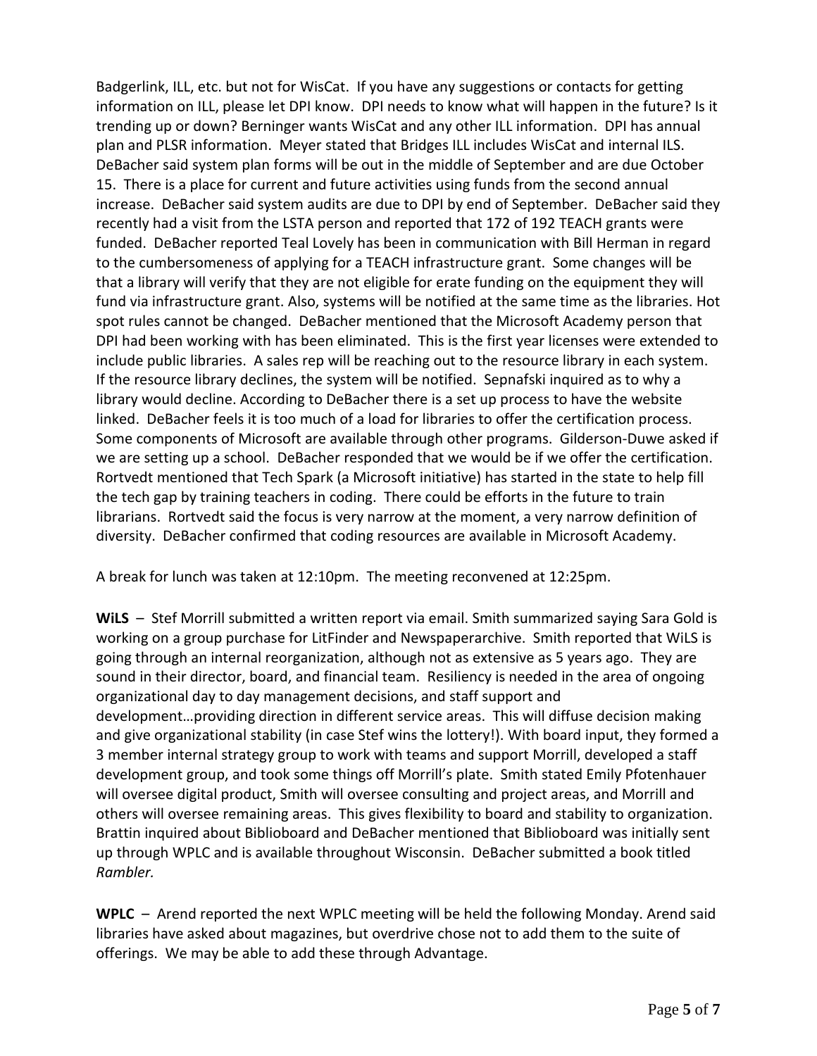Badgerlink, ILL, etc. but not for WisCat. If you have any suggestions or contacts for getting information on ILL, please let DPI know. DPI needs to know what will happen in the future? Is it trending up or down? Berninger wants WisCat and any other ILL information. DPI has annual plan and PLSR information. Meyer stated that Bridges ILL includes WisCat and internal ILS. DeBacher said system plan forms will be out in the middle of September and are due October 15. There is a place for current and future activities using funds from the second annual increase. DeBacher said system audits are due to DPI by end of September. DeBacher said they recently had a visit from the LSTA person and reported that 172 of 192 TEACH grants were funded. DeBacher reported Teal Lovely has been in communication with Bill Herman in regard to the cumbersomeness of applying for a TEACH infrastructure grant. Some changes will be that a library will verify that they are not eligible for erate funding on the equipment they will fund via infrastructure grant. Also, systems will be notified at the same time as the libraries. Hot spot rules cannot be changed. DeBacher mentioned that the Microsoft Academy person that DPI had been working with has been eliminated. This is the first year licenses were extended to include public libraries. A sales rep will be reaching out to the resource library in each system. If the resource library declines, the system will be notified. Sepnafski inquired as to why a library would decline. According to DeBacher there is a set up process to have the website linked. DeBacher feels it is too much of a load for libraries to offer the certification process. Some components of Microsoft are available through other programs. Gilderson-Duwe asked if we are setting up a school. DeBacher responded that we would be if we offer the certification. Rortvedt mentioned that Tech Spark (a Microsoft initiative) has started in the state to help fill the tech gap by training teachers in coding. There could be efforts in the future to train librarians. Rortvedt said the focus is very narrow at the moment, a very narrow definition of diversity. DeBacher confirmed that coding resources are available in Microsoft Academy.

A break for lunch was taken at 12:10pm. The meeting reconvened at 12:25pm.

**WiLS** – Stef Morrill submitted a written report via email. Smith summarized saying Sara Gold is working on a group purchase for LitFinder and Newspaperarchive. Smith reported that WiLS is going through an internal reorganization, although not as extensive as 5 years ago. They are sound in their director, board, and financial team. Resiliency is needed in the area of ongoing organizational day to day management decisions, and staff support and development…providing direction in different service areas. This will diffuse decision making and give organizational stability (in case Stef wins the lottery!). With board input, they formed a 3 member internal strategy group to work with teams and support Morrill, developed a staff development group, and took some things off Morrill's plate. Smith stated Emily Pfotenhauer will oversee digital product, Smith will oversee consulting and project areas, and Morrill and others will oversee remaining areas. This gives flexibility to board and stability to organization. Brattin inquired about Biblioboard and DeBacher mentioned that Biblioboard was initially sent up through WPLC and is available throughout Wisconsin. DeBacher submitted a book titled *Rambler.*

**WPLC** – Arend reported the next WPLC meeting will be held the following Monday. Arend said libraries have asked about magazines, but overdrive chose not to add them to the suite of offerings. We may be able to add these through Advantage.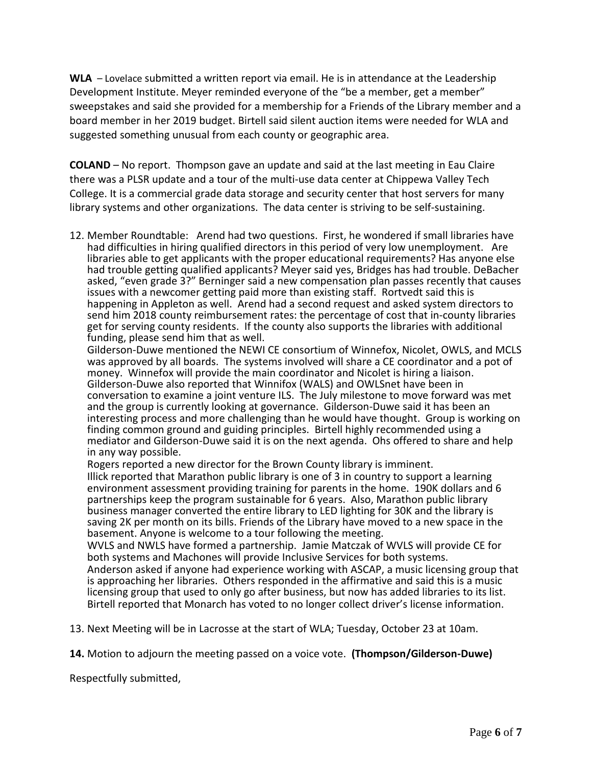**WLA** – Lovelace submitted a written report via email. He is in attendance at the Leadership Development Institute. Meyer reminded everyone of the "be a member, get a member" sweepstakes and said she provided for a membership for a Friends of the Library member and a board member in her 2019 budget. Birtell said silent auction items were needed for WLA and suggested something unusual from each county or geographic area.

**COLAND** – No report. Thompson gave an update and said at the last meeting in Eau Claire there was a PLSR update and a tour of the multi-use data center at Chippewa Valley Tech College. It is a commercial grade data storage and security center that host servers for many library systems and other organizations. The data center is striving to be self-sustaining.

12. Member Roundtable: Arend had two questions. First, he wondered if small libraries have had difficulties in hiring qualified directors in this period of very low unemployment. Are libraries able to get applicants with the proper educational requirements? Has anyone else had trouble getting qualified applicants? Meyer said yes, Bridges has had trouble. DeBacher asked, "even grade 3?" Berninger said a new compensation plan passes recently that causes issues with a newcomer getting paid more than existing staff. Rortvedt said this is happening in Appleton as well. Arend had a second request and asked system directors to send him 2018 county reimbursement rates: the percentage of cost that in-county libraries get for serving county residents. If the county also supports the libraries with additional funding, please send him that as well.
Gilderson-Duwe mentioned the NEWI CE consortium of Winnefox, Nicolet, OWLS, and MCLS was approved by all boards. The systems involved will share a CE coordinator and a pot of money. Winnefox will provide the main coordinator and Nicolet is hiring a liaison. Gilderson-Duwe also reported that Winnifox (WALS) and OWLSnet have been in conversation to examine a joint venture ILS. The July milestone to move forward was met and the group is currently looking at governance. Gilderson-Duwe said it has been an interesting process and more challenging than he would have thought. Group is working on finding common ground and guiding principles. Birtell highly recommended using a mediator and Gilderson-Duwe said it is on the next agenda. Ohs offered to share and help in any way possible.
Rogers reported a new director for the Brown County library is imminent.
Illick reported that Marathon public library is one of 3 in country to support a learning environment assessment providing training for parents in the home. 190K dollars and 6 partnerships keep the program sustainable for 6 years. Also, Marathon public library business manager converted the entire library to LED lighting for 30K and the library is saving 2K per month on its bills. Friends of the Library have moved to a new space in the basement. Anyone is welcome to a tour following the meeting.
WVLS and NWLS have formed a partnership. Jamie Matczak of WVLS will provide CE for both systems and Machones will provide Inclusive Services for both systems.
Anderson asked if anyone had experience working with ASCAP, a music licensing group that is approaching her libraries. Others responded in the affirmative and said this is a music licensing group that used to only go after business, but now has added libraries to its list.
Birtell reported that Monarch has voted to no longer collect driver's license information.

13. Next Meeting will be in Lacrosse at the start of WLA; Tuesday, October 23 at 10am.

**14.** Motion to adjourn the meeting passed on a voice vote. **(Thompson/Gilderson-Duwe)**

Respectfully submitted,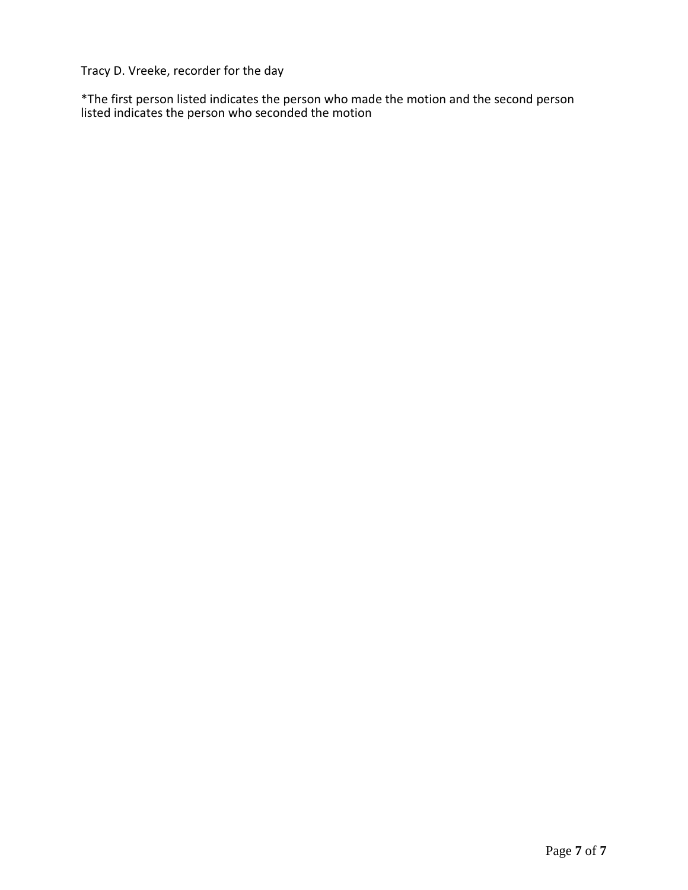Tracy D. Vreeke, recorder for the day

*The first person listed indicates the person who made the motion and the second person listed indicates the person who seconded the motion